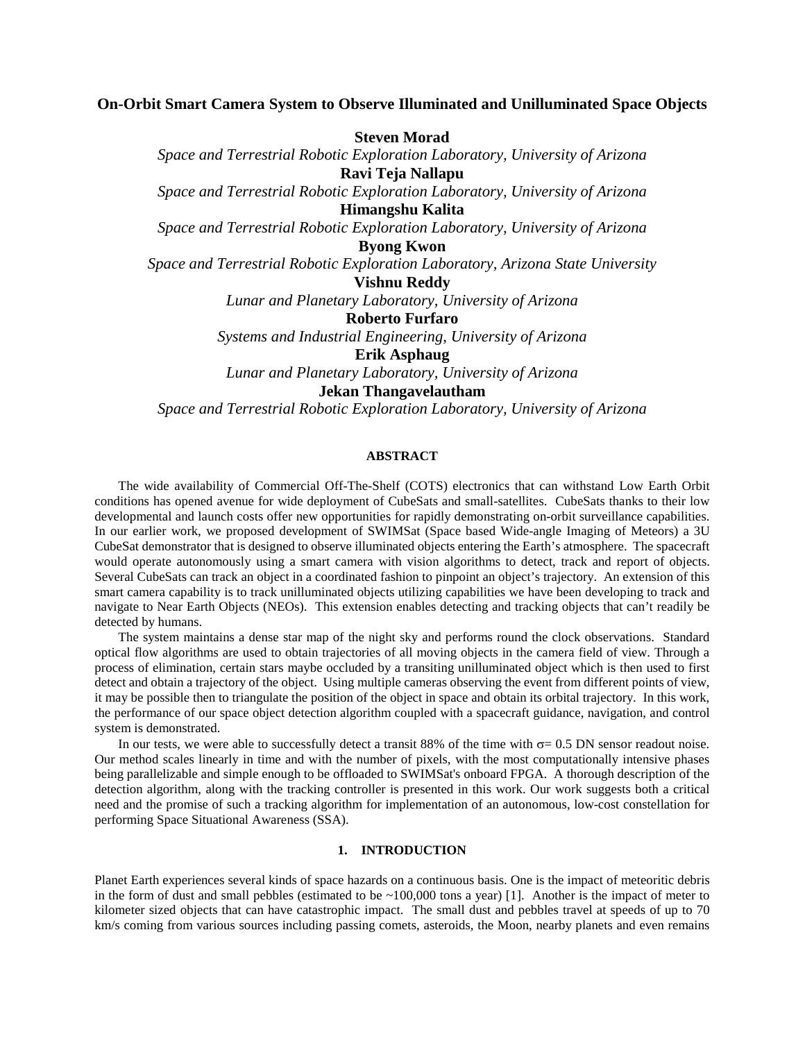# On-Orbit Smart Camera System to Observe Illuminated and Unilluminated Space Objects

**Steven Morad**
*Space and Terrestrial Robotic Exploration Laboratory, University of Arizona*
**Ravi Teja Nallapu**
*Space and Terrestrial Robotic Exploration Laboratory, University of Arizona*
**Himangshu Kalita**
*Space and Terrestrial Robotic Exploration Laboratory, University of Arizona*
**Byong Kwon**
*Space and Terrestrial Robotic Exploration Laboratory, Arizona State University*
**Vishnu Reddy**
*Lunar and Planetary Laboratory, University of Arizona*
**Roberto Furfaro**
*Systems and Industrial Engineering, University of Arizona*
**Erik Asphaug**
*Lunar and Planetary Laboratory, University of Arizona*
**Jekan Thangavelautham**
*Space and Terrestrial Robotic Exploration Laboratory, University of Arizona*

## ABSTRACT

The wide availability of Commercial Off-The-Shelf (COTS) electronics that can withstand Low Earth Orbit conditions has opened avenue for wide deployment of CubeSats and small-satellites. CubeSats thanks to their low developmental and launch costs offer new opportunities for rapidly demonstrating on-orbit surveillance capabilities. In our earlier work, we proposed development of SWIMSat (Space based Wide-angle Imaging of Meteors) a 3U CubeSat demonstrator that is designed to observe illuminated objects entering the Earth's atmosphere. The spacecraft would operate autonomously using a smart camera with vision algorithms to detect, track and report of objects. Several CubeSats can track an object in a coordinated fashion to pinpoint an object's trajectory. An extension of this smart camera capability is to track unilluminated objects utilizing capabilities we have been developing to track and navigate to Near Earth Objects (NEOs). This extension enables detecting and tracking objects that can't readily be detected by humans.

The system maintains a dense star map of the night sky and performs round the clock observations. Standard optical flow algorithms are used to obtain trajectories of all moving objects in the camera field of view. Through a process of elimination, certain stars maybe occluded by a transiting unilluminated object which is then used to first detect and obtain a trajectory of the object. Using multiple cameras observing the event from different points of view, it may be possible then to triangulate the position of the object in space and obtain its orbital trajectory. In this work, the performance of our space object detection algorithm coupled with a spacecraft guidance, navigation, and control system is demonstrated.

In our tests, we were able to successfully detect a transit 88% of the time with $\sigma = 0.5$ DN sensor readout noise. Our method scales linearly in time and with the number of pixels, with the most computationally intensive phases being parallelizable and simple enough to be offloaded to SWIMSat's onboard FPGA. A thorough description of the detection algorithm, along with the tracking controller is presented in this work. Our work suggests both a critical need and the promise of such a tracking algorithm for implementation of an autonomous, low-cost constellation for performing Space Situational Awareness (SSA).

## 1. INTRODUCTION

Planet Earth experiences several kinds of space hazards on a continuous basis. One is the impact of meteoritic debris in the form of dust and small pebbles (estimated to be ~100,000 tons a year) [1]. Another is the impact of meter to kilometer sized objects that can have catastrophic impact. The small dust and pebbles travel at speeds of up to 70 km/s coming from various sources including passing comets, asteroids, the Moon, nearby planets and even remains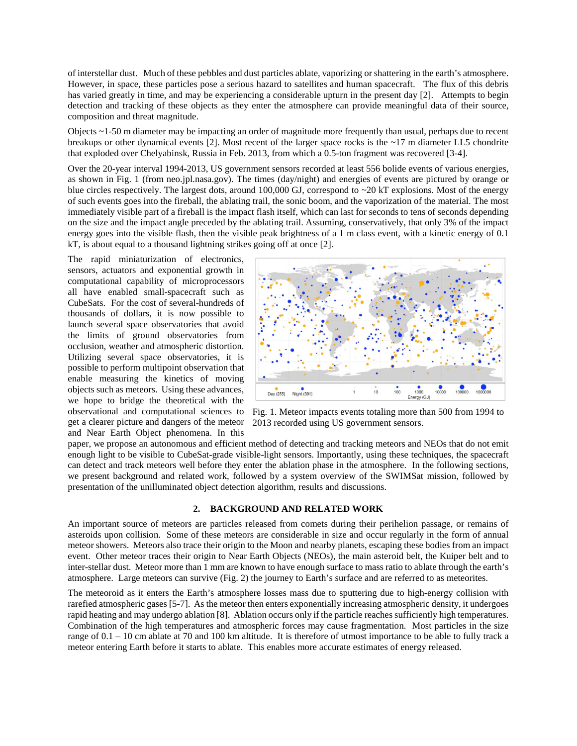of interstellar dust. Much of these pebbles and dust particles ablate, vaporizing or shattering in the earth's atmosphere. However, in space, these particles pose a serious hazard to satellites and human spacecraft. The flux of this debris has varied greatly in time, and may be experiencing a considerable upturn in the present day [2]. Attempts to begin detection and tracking of these objects as they enter the atmosphere can provide meaningful data of their source, composition and threat magnitude.

Objects ~1-50 m diameter may be impacting an order of magnitude more frequently than usual, perhaps due to recent breakups or other dynamical events [2]. Most recent of the larger space rocks is the ~17 m diameter LL5 chondrite that exploded over Chelyabinsk, Russia in Feb. 2013, from which a 0.5-ton fragment was recovered [3-4].

Over the 20-year interval 1994-2013, US government sensors recorded at least 556 bolide events of various energies, as shown in Fig. 1 (from neo.jpl.nasa.gov). The times (day/night) and energies of events are pictured by orange or blue circles respectively. The largest dots, around 100,000 GJ, correspond to ~20 kT explosions. Most of the energy of such events goes into the fireball, the ablating trail, the sonic boom, and the vaporization of the material. The most immediately visible part of a fireball is the impact flash itself, which can last for seconds to tens of seconds depending on the size and the impact angle preceded by the ablating trail. Assuming, conservatively, that only 3% of the impact energy goes into the visible flash, then the visible peak brightness of a 1 m class event, with a kinetic energy of 0.1 kT, is about equal to a thousand lightning strikes going off at once [2].

The rapid miniaturization of electronics, sensors, actuators and exponential growth in computational capability of microprocessors all have enabled small-spacecraft such as CubeSats. For the cost of several-hundreds of thousands of dollars, it is now possible to launch several space observatories that avoid the limits of ground observatories from occlusion, weather and atmospheric distortion. Utilizing several space observatories, it is possible to perform multipoint observation that enable measuring the kinetics of moving objects such as meteors. Using these advances, we hope to bridge the theoretical with the observational and computational sciences to get a clearer picture and dangers of the meteor and Near Earth Object phenomena. In this paper, we propose an autonomous and efficient method of detecting and tracking meteors and NEOs that do not emit enough light to be visible to CubeSat-grade visible-light sensors. Importantly, using these techniques, the spacecraft can detect and track meteors well before they enter the ablation phase in the atmosphere. In the following sections, we present background and related work, followed by a system overview of the SWIMSat mission, followed by presentation of the unilluminated object detection algorithm, results and discussions.

Fig. 1. Meteor impacts events totaling more than 500 from 1994 to 2013 recorded using US government sensors.

## 2. BACKGROUND AND RELATED WORK

An important source of meteors are particles released from comets during their perihelion passage, or remains of asteroids upon collision. Some of these meteors are considerable in size and occur regularly in the form of annual meteor showers. Meteors also trace their origin to the Moon and nearby planets, escaping these bodies from an impact event. Other meteor traces their origin to Near Earth Objects (NEOs), the main asteroid belt, the Kuiper belt and to inter-stellar dust. Meteor more than 1 mm are known to have enough surface to mass ratio to ablate through the earth's atmosphere. Large meteors can survive (Fig. 2) the journey to Earth's surface and are referred to as meteorites.

The meteoroid as it enters the Earth's atmosphere losses mass due to sputtering due to high-energy collision with rarefied atmospheric gases [5-7]. As the meteor then enters exponentially increasing atmospheric density, it undergoes rapid heating and may undergo ablation [8]. Ablation occurs only if the particle reaches sufficiently high temperatures. Combination of the high temperatures and atmospheric forces may cause fragmentation. Most particles in the size range of 0.1 – 10 cm ablate at 70 and 100 km altitude. It is therefore of utmost importance to be able to fully track a meteor entering Earth before it starts to ablate. This enables more accurate estimates of energy released.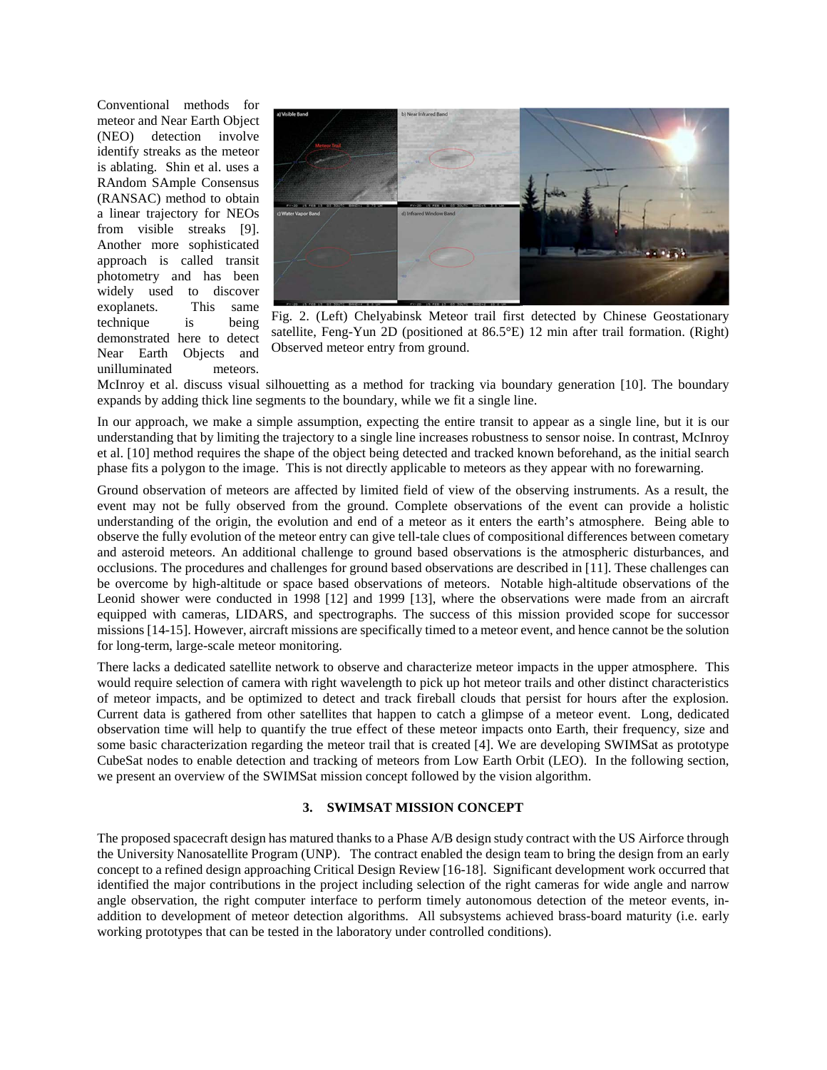Conventional methods for meteor and Near Earth Object (NEO) detection involve identify streaks as the meteor is ablating. Shin et al. uses a RAndom SAmple Consensus (RANSAC) method to obtain a linear trajectory for NEOs from visible streaks [9]. Another more sophisticated approach is called transit photometry and has been widely used to discover exoplanets. This same technique is being demonstrated here to detect Near Earth Objects and unilluminated meteors. McInroy et al. discuss visual silhouetting as a method for tracking via boundary generation [10]. The boundary expands by adding thick line segments to the boundary, while we fit a single line.

Fig. 2. (Left) Chelyabinsk Meteor trail first detected by Chinese Geostationary satellite, Feng-Yun 2D (positioned at 86.5°E) 12 min after trail formation. (Right) Observed meteor entry from ground.

In our approach, we make a simple assumption, expecting the entire transit to appear as a single line, but it is our understanding that by limiting the trajectory to a single line increases robustness to sensor noise. In contrast, McInroy et al. [10] method requires the shape of the object being detected and tracked known beforehand, as the initial search phase fits a polygon to the image. This is not directly applicable to meteors as they appear with no forewarning.

Ground observation of meteors are affected by limited field of view of the observing instruments. As a result, the event may not be fully observed from the ground. Complete observations of the event can provide a holistic understanding of the origin, the evolution and end of a meteor as it enters the earth's atmosphere. Being able to observe the fully evolution of the meteor entry can give tell-tale clues of compositional differences between cometary and asteroid meteors. An additional challenge to ground based observations is the atmospheric disturbances, and occlusions. The procedures and challenges for ground based observations are described in [11]. These challenges can be overcome by high-altitude or space based observations of meteors. Notable high-altitude observations of the Leonid shower were conducted in 1998 [12] and 1999 [13], where the observations were made from an aircraft equipped with cameras, LIDARS, and spectrographs. The success of this mission provided scope for successor missions [14-15]. However, aircraft missions are specifically timed to a meteor event, and hence cannot be the solution for long-term, large-scale meteor monitoring.

There lacks a dedicated satellite network to observe and characterize meteor impacts in the upper atmosphere. This would require selection of camera with right wavelength to pick up hot meteor trails and other distinct characteristics of meteor impacts, and be optimized to detect and track fireball clouds that persist for hours after the explosion. Current data is gathered from other satellites that happen to catch a glimpse of a meteor event. Long, dedicated observation time will help to quantify the true effect of these meteor impacts onto Earth, their frequency, size and some basic characterization regarding the meteor trail that is created [4]. We are developing SWIMSat as prototype CubeSat nodes to enable detection and tracking of meteors from Low Earth Orbit (LEO). In the following section, we present an overview of the SWIMSat mission concept followed by the vision algorithm.

## 3. SWIMSAT MISSION CONCEPT

The proposed spacecraft design has matured thanks to a Phase A/B design study contract with the US Airforce through the University Nanosatellite Program (UNP). The contract enabled the design team to bring the design from an early concept to a refined design approaching Critical Design Review [16-18]. Significant development work occurred that identified the major contributions in the project including selection of the right cameras for wide angle and narrow angle observation, the right computer interface to perform timely autonomous detection of the meteor events, in-addition to development of meteor detection algorithms. All subsystems achieved brass-board maturity (i.e. early working prototypes that can be tested in the laboratory under controlled conditions).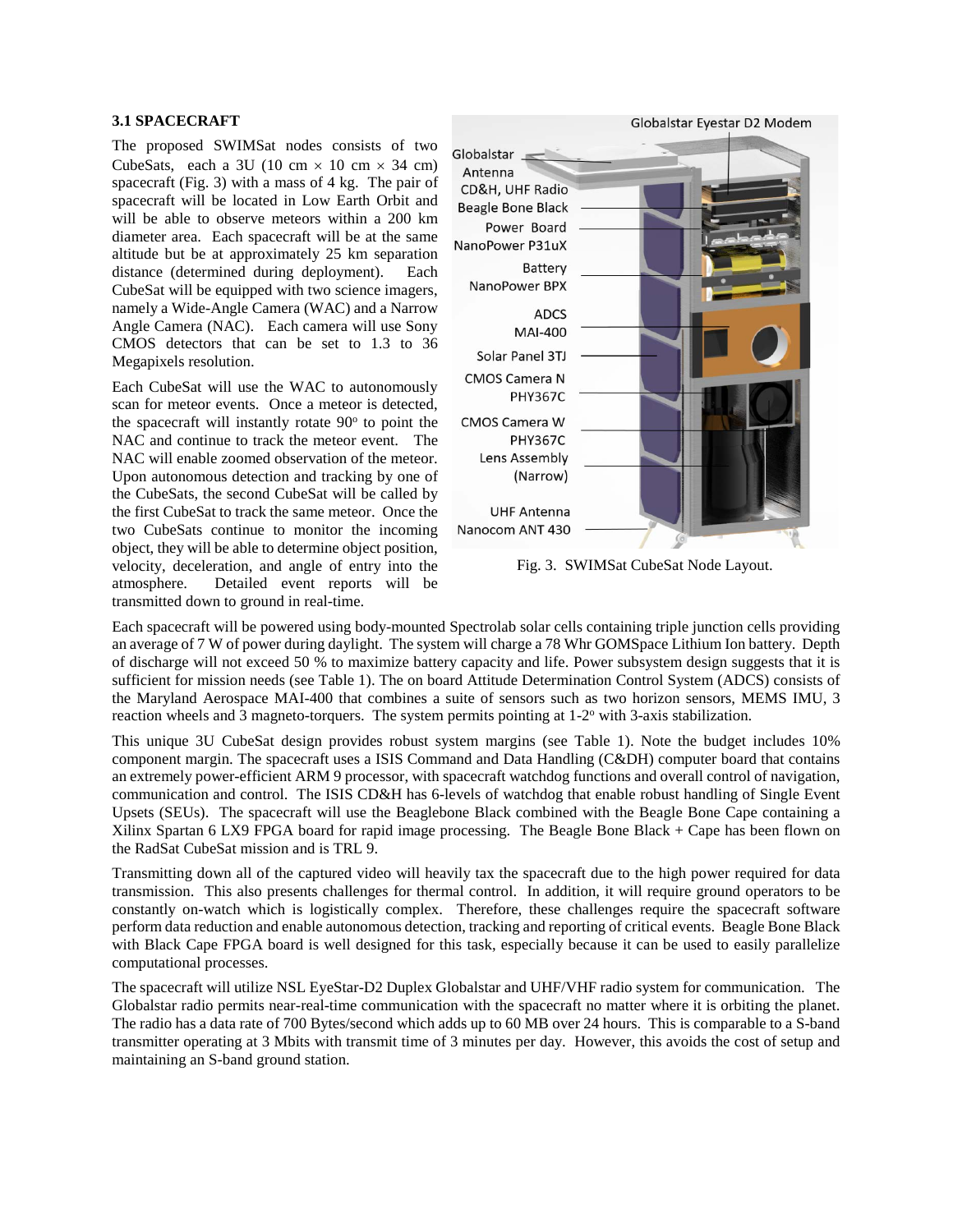### 3.1 SPACECRAFT

The proposed SWIMSat nodes consists of two CubeSats, each a 3U (10 cm × 10 cm × 34 cm) spacecraft (Fig. 3) with a mass of 4 kg. The pair of spacecraft will be located in Low Earth Orbit and will be able to observe meteors within a 200 km diameter area. Each spacecraft will be at the same altitude but be at approximately 25 km separation distance (determined during deployment). Each CubeSat will be equipped with two science imagers, namely a Wide-Angle Camera (WAC) and a Narrow Angle Camera (NAC). Each camera will use Sony CMOS detectors that can be set to 1.3 to 36 Megapixels resolution.

Each CubeSat will use the WAC to autonomously scan for meteor events. Once a meteor is detected, the spacecraft will instantly rotate 90° to point the NAC and continue to track the meteor event. The NAC will enable zoomed observation of the meteor. Upon autonomous detection and tracking by one of the CubeSats, the second CubeSat will be called by the first CubeSat to track the same meteor. Once the two CubeSats continue to monitor the incoming object, they will be able to determine object position, velocity, deceleration, and angle of entry into the atmosphere. Detailed event reports will be transmitted down to ground in real-time.

Fig. 3. SWIMSat CubeSat Node Layout.

Each spacecraft will be powered using body-mounted Spectrolab solar cells containing triple junction cells providing an average of 7 W of power during daylight. The system will charge a 78 Whr GOMSpace Lithium Ion battery. Depth of discharge will not exceed 50 % to maximize battery capacity and life. Power subsystem design suggests that it is sufficient for mission needs (see Table 1). The on board Attitude Determination Control System (ADCS) consists of the Maryland Aerospace MAI-400 that combines a suite of sensors such as two horizon sensors, MEMS IMU, 3 reaction wheels and 3 magneto-torquers. The system permits pointing at 1-2° with 3-axis stabilization.

This unique 3U CubeSat design provides robust system margins (see Table 1). Note the budget includes 10% component margin. The spacecraft uses a ISIS Command and Data Handling (C&DH) computer board that contains an extremely power-efficient ARM 9 processor, with spacecraft watchdog functions and overall control of navigation, communication and control. The ISIS CD&H has 6-levels of watchdog that enable robust handling of Single Event Upsets (SEUs). The spacecraft will use the Beaglebone Black combined with the Beagle Bone Cape containing a Xilinx Spartan 6 LX9 FPGA board for rapid image processing. The Beagle Bone Black + Cape has been flown on the RadSat CubeSat mission and is TRL 9.

Transmitting down all of the captured video will heavily tax the spacecraft due to the high power required for data transmission. This also presents challenges for thermal control. In addition, it will require ground operators to be constantly on-watch which is logistically complex. Therefore, these challenges require the spacecraft software perform data reduction and enable autonomous detection, tracking and reporting of critical events. Beagle Bone Black with Black Cape FPGA board is well designed for this task, especially because it can be used to easily parallelize computational processes.

The spacecraft will utilize NSL EyeStar-D2 Duplex Globalstar and UHF/VHF radio system for communication. The Globalstar radio permits near-real-time communication with the spacecraft no matter where it is orbiting the planet. The radio has a data rate of 700 Bytes/second which adds up to 60 MB over 24 hours. This is comparable to a S-band transmitter operating at 3 Mbits with transmit time of 3 minutes per day. However, this avoids the cost of setup and maintaining an S-band ground station.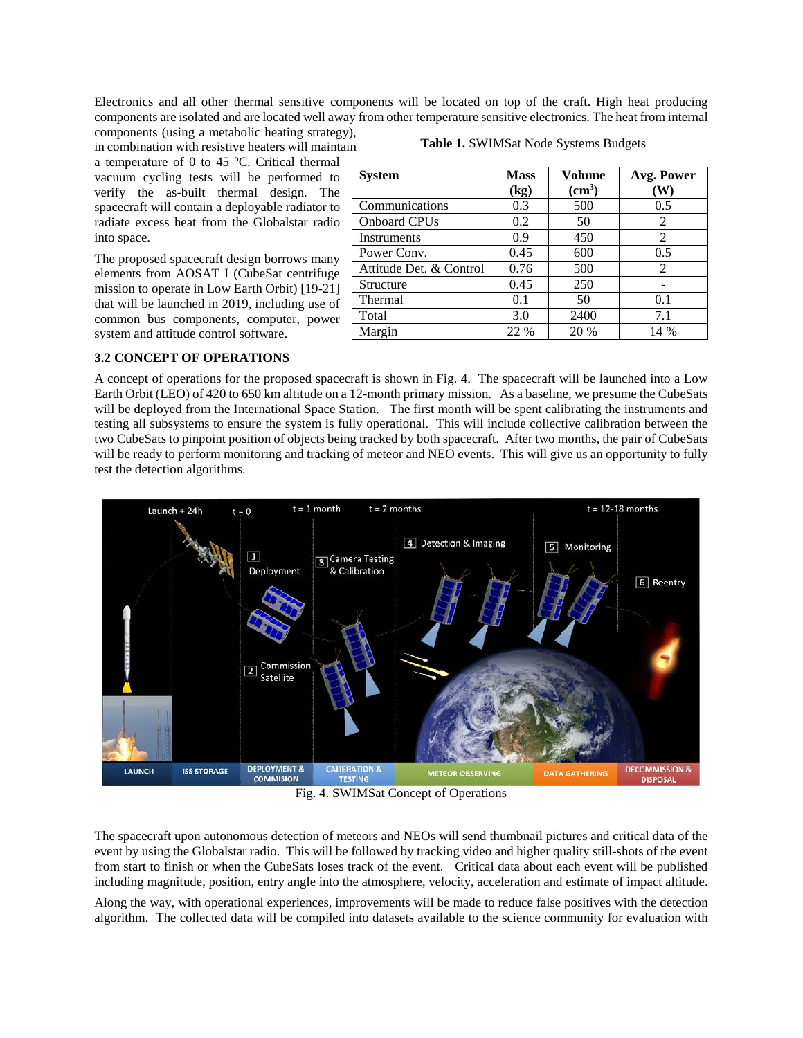Electronics and all other thermal sensitive components will be located on top of the craft. High heat producing components are isolated and are located well away from other temperature sensitive electronics. The heat from internal components (using a metabolic heating strategy), in combination with resistive heaters will maintain a temperature of 0 to 45 ºC. Critical thermal vacuum cycling tests will be performed to verify the as-built thermal design. The spacecraft will contain a deployable radiator to radiate excess heat from the Globalstar radio into space.

The proposed spacecraft design borrows many elements from AOSAT I (CubeSat centrifuge mission to operate in Low Earth Orbit) [19-21] that will be launched in 2019, including use of common bus components, computer, power system and attitude control software.

**Table 1.** SWIMSat Node Systems Budgets

| System | Mass (kg) | Volume (cm$^3$) | Avg. Power (W) |
|---|---|---|---|
| Communications | 0.3 | 500 | 0.5 |
| Onboard CPUs | 0.2 | 50 | 2 |
| Instruments | 0.9 | 450 | 2 |
| Power Conv. | 0.45 | 600 | 0.5 |
| Attitude Det. & Control | 0.76 | 500 | 2 |
| Structure | 0.45 | 250 | - |
| Thermal | 0.1 | 50 | 0.1 |
| Total | 3.0 | 2400 | 7.1 |
| Margin | 22 % | 20 % | 14 % |

### 3.2 CONCEPT OF OPERATIONS

A concept of operations for the proposed spacecraft is shown in Fig. 4. The spacecraft will be launched into a Low Earth Orbit (LEO) of 420 to 650 km altitude on a 12-month primary mission. As a baseline, we presume the CubeSats will be deployed from the International Space Station. The first month will be spent calibrating the instruments and testing all subsystems to ensure the system is fully operational. This will include collective calibration between the two CubeSats to pinpoint position of objects being tracked by both spacecraft. After two months, the pair of CubeSats will be ready to perform monitoring and tracking of meteor and NEO events. This will give us an opportunity to fully test the detection algorithms.

Fig. 4. SWIMSat Concept of Operations

The spacecraft upon autonomous detection of meteors and NEOs will send thumbnail pictures and critical data of the event by using the Globalstar radio. This will be followed by tracking video and higher quality still-shots of the event from start to finish or when the CubeSats loses track of the event. Critical data about each event will be published including magnitude, position, entry angle into the atmosphere, velocity, acceleration and estimate of impact altitude.

Along the way, with operational experiences, improvements will be made to reduce false positives with the detection algorithm. The collected data will be compiled into datasets available to the science community for evaluation with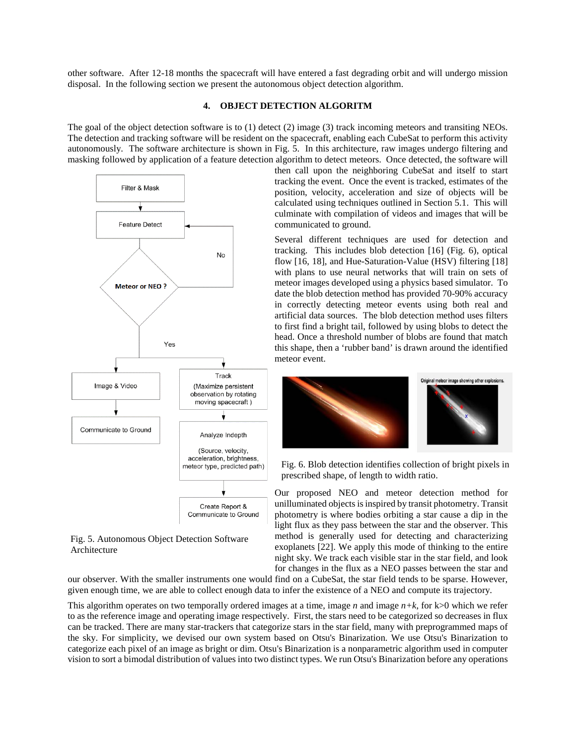other software. After 12-18 months the spacecraft will have entered a fast degrading orbit and will undergo mission disposal. In the following section we present the autonomous object detection algorithm.

## 4. OBJECT DETECTION ALGORITM

The goal of the object detection software is to (1) detect (2) image (3) track incoming meteors and transiting NEOs. The detection and tracking software will be resident on the spacecraft, enabling each CubeSat to perform this activity autonomously. The software architecture is shown in Fig. 5. In this architecture, raw images undergo filtering and masking followed by application of a feature detection algorithm to detect meteors. Once detected, the software will then call upon the neighboring CubeSat and itself to start tracking the event. Once the event is tracked, estimates of the position, velocity, acceleration and size of objects will be calculated using techniques outlined in Section 5.1. This will culminate with compilation of videos and images that will be communicated to ground.

Fig. 5. Autonomous Object Detection Software Architecture

Several different techniques are used for detection and tracking. This includes blob detection [16] (Fig. 6), optical flow [16, 18], and Hue-Saturation-Value (HSV) filtering [18] with plans to use neural networks that will train on sets of meteor images developed using a physics based simulator. To date the blob detection method has provided 70-90% accuracy in correctly detecting meteor events using both real and artificial data sources. The blob detection method uses filters to first find a bright tail, followed by using blobs to detect the head. Once a threshold number of blobs are found that match this shape, then a 'rubber band' is drawn around the identified meteor event.

Fig. 6. Blob detection identifies collection of bright pixels in prescribed shape, of length to width ratio.

Our proposed NEO and meteor detection method for unilluminated objects is inspired by transit photometry. Transit photometry is where bodies orbiting a star cause a dip in the light flux as they pass between the star and the observer. This method is generally used for detecting and characterizing exoplanets [22]. We apply this mode of thinking to the entire night sky. We track each visible star in the star field, and look for changes in the flux as a NEO passes between the star and our observer. With the smaller instruments one would find on a CubeSat, the star field tends to be sparse. However, given enough time, we are able to collect enough data to infer the existence of a NEO and compute its trajectory.

This algorithm operates on two temporally ordered images at a time, image $n$ and image $n+k$, for k>0 which we refer to as the reference image and operating image respectively. First, the stars need to be categorized so decreases in flux can be tracked. There are many star-trackers that categorize stars in the star field, many with preprogrammed maps of the sky. For simplicity, we devised our own system based on Otsu's Binarization. We use Otsu's Binarization to categorize each pixel of an image as bright or dim. Otsu's Binarization is a nonparametric algorithm used in computer vision to sort a bimodal distribution of values into two distinct types. We run Otsu's Binarization before any operations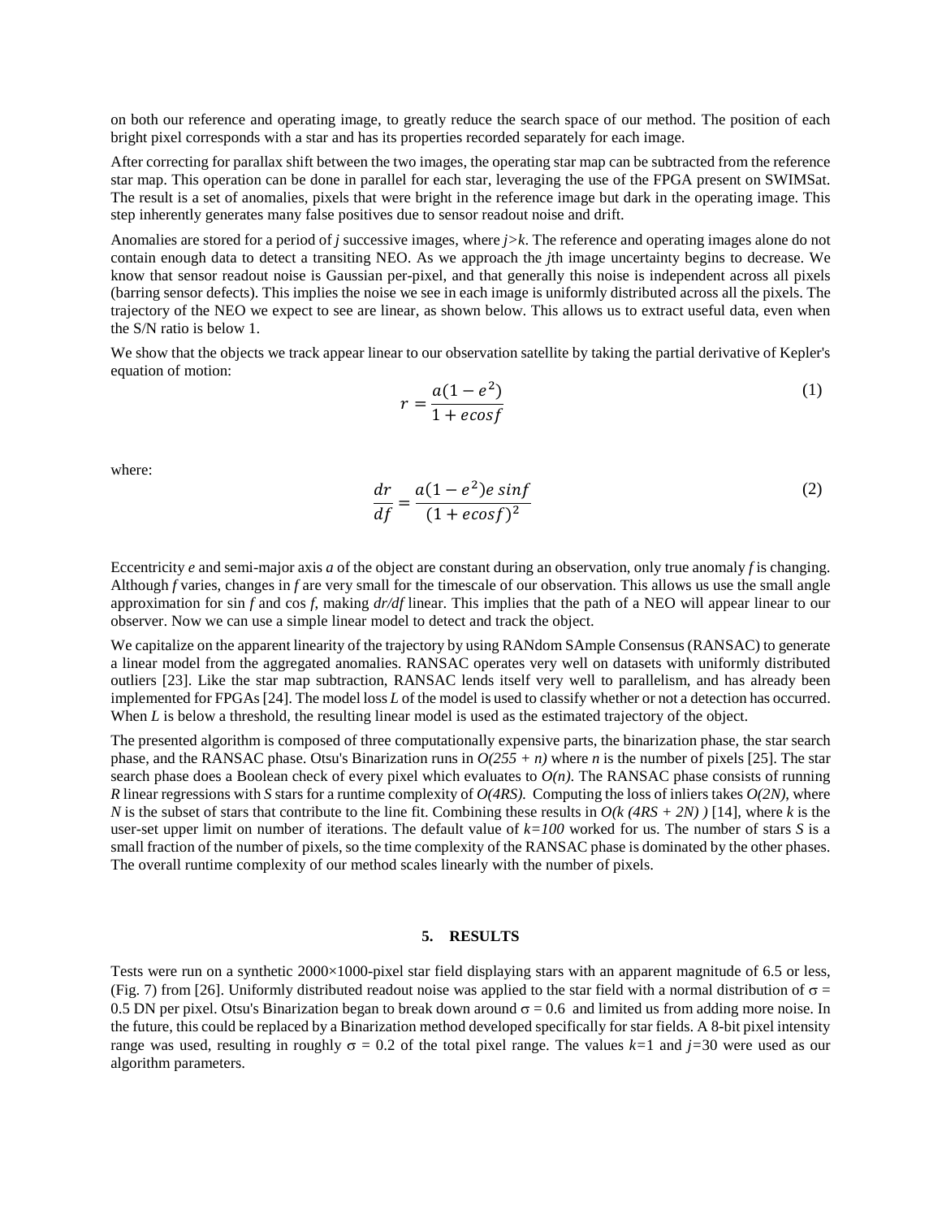on both our reference and operating image, to greatly reduce the search space of our method. The position of each bright pixel corresponds with a star and has its properties recorded separately for each image.

After correcting for parallax shift between the two images, the operating star map can be subtracted from the reference star map. This operation can be done in parallel for each star, leveraging the use of the FPGA present on SWIMSat. The result is a set of anomalies, pixels that were bright in the reference image but dark in the operating image. This step inherently generates many false positives due to sensor readout noise and drift.

Anomalies are stored for a period of $j$ successive images, where $j>k$. The reference and operating images alone do not contain enough data to detect a transiting NEO. As we approach the $j$th image uncertainty begins to decrease. We know that sensor readout noise is Gaussian per-pixel, and that generally this noise is independent across all pixels (barring sensor defects). This implies the noise we see in each image is uniformly distributed across all the pixels. The trajectory of the NEO we expect to see are linear, as shown below. This allows us to extract useful data, even when the S/N ratio is below 1.

We show that the objects we track appear linear to our observation satellite by taking the partial derivative of Kepler's equation of motion:

$$r = \frac{a(1-e^2)}{1+ecosf} \tag{1}$$

where:

$$\frac{dr}{df} = \frac{a(1-e^2)e\,sinf}{(1+ecosf)^2} \tag{2}$$

Eccentricity $e$ and semi-major axis $a$ of the object are constant during an observation, only true anomaly $f$ is changing. Although $f$ varies, changes in $f$ are very small for the timescale of our observation. This allows us use the small angle approximation for sin $f$ and cos $f$, making $dr/df$ linear. This implies that the path of a NEO will appear linear to our observer. Now we can use a simple linear model to detect and track the object.

We capitalize on the apparent linearity of the trajectory by using RANdom SAmple Consensus (RANSAC) to generate a linear model from the aggregated anomalies. RANSAC operates very well on datasets with uniformly distributed outliers [23]. Like the star map subtraction, RANSAC lends itself very well to parallelism, and has already been implemented for FPGAs [24]. The model loss $L$ of the model is used to classify whether or not a detection has occurred. When $L$ is below a threshold, the resulting linear model is used as the estimated trajectory of the object.

The presented algorithm is composed of three computationally expensive parts, the binarization phase, the star search phase, and the RANSAC phase. Otsu's Binarization runs in $O(255 + n)$ where $n$ is the number of pixels [25]. The star search phase does a Boolean check of every pixel which evaluates to $O(n)$. The RANSAC phase consists of running $R$ linear regressions with $S$ stars for a runtime complexity of $O(4RS)$. Computing the loss of inliers takes $O(2N)$, where $N$ is the subset of stars that contribute to the line fit. Combining these results in $O(k\,(4RS + 2N)\,)$ [14], where $k$ is the user-set upper limit on number of iterations. The default value of $k=100$ worked for us. The number of stars $S$ is a small fraction of the number of pixels, so the time complexity of the RANSAC phase is dominated by the other phases. The overall runtime complexity of our method scales linearly with the number of pixels.

## 5. RESULTS

Tests were run on a synthetic 2000×1000-pixel star field displaying stars with an apparent magnitude of 6.5 or less, (Fig. 7) from [26]. Uniformly distributed readout noise was applied to the star field with a normal distribution of $\sigma$ = 0.5 DN per pixel. Otsu's Binarization began to break down around $\sigma$ = 0.6 and limited us from adding more noise. In the future, this could be replaced by a Binarization method developed specifically for star fields. A 8-bit pixel intensity range was used, resulting in roughly $\sigma$ = 0.2 of the total pixel range. The values $k$=1 and $j$=30 were used as our algorithm parameters.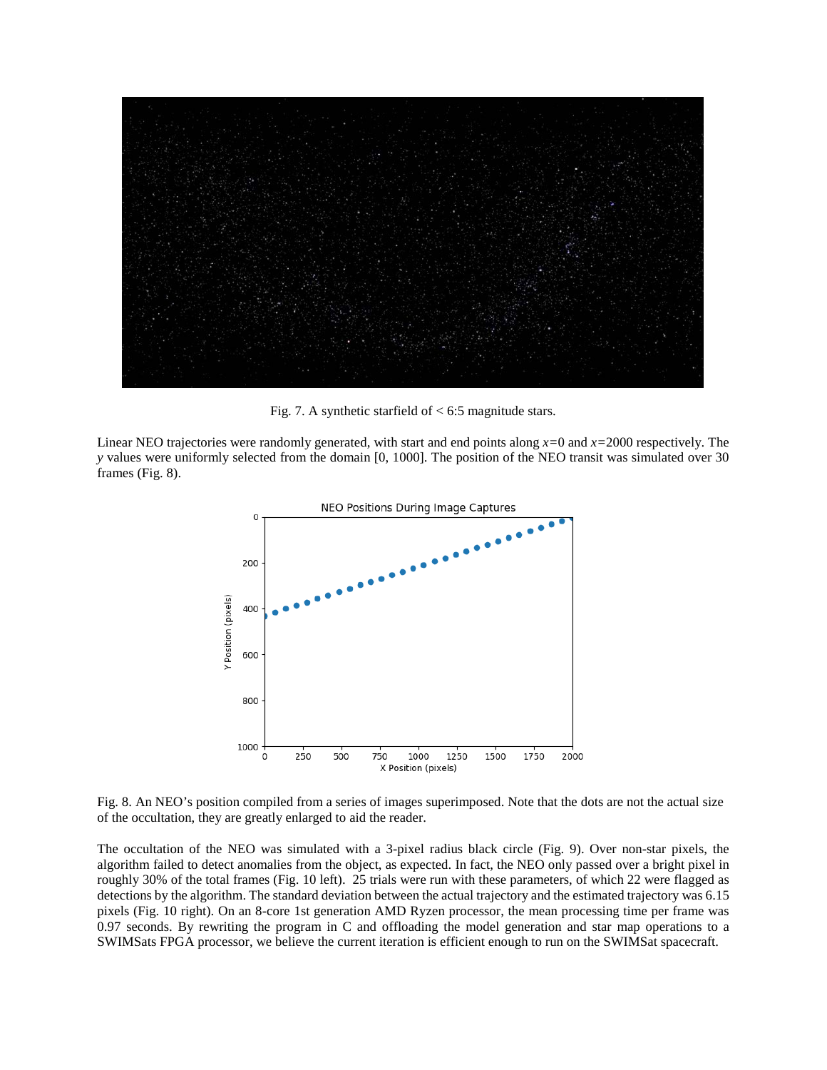Fig. 7. A synthetic starfield of < 6:5 magnitude stars.

Linear NEO trajectories were randomly generated, with start and end points along $x=0$ and $x=2000$ respectively. The $y$ values were uniformly selected from the domain [0, 1000]. The position of the NEO transit was simulated over 30 frames (Fig. 8).

Fig. 8. An NEO's position compiled from a series of images superimposed. Note that the dots are not the actual size of the occultation, they are greatly enlarged to aid the reader.

The occultation of the NEO was simulated with a 3-pixel radius black circle (Fig. 9). Over non-star pixels, the algorithm failed to detect anomalies from the object, as expected. In fact, the NEO only passed over a bright pixel in roughly 30% of the total frames (Fig. 10 left). 25 trials were run with these parameters, of which 22 were flagged as detections by the algorithm. The standard deviation between the actual trajectory and the estimated trajectory was 6.15 pixels (Fig. 10 right). On an 8-core 1st generation AMD Ryzen processor, the mean processing time per frame was 0.97 seconds. By rewriting the program in C and offloading the model generation and star map operations to a SWIMSats FPGA processor, we believe the current iteration is efficient enough to run on the SWIMSat spacecraft.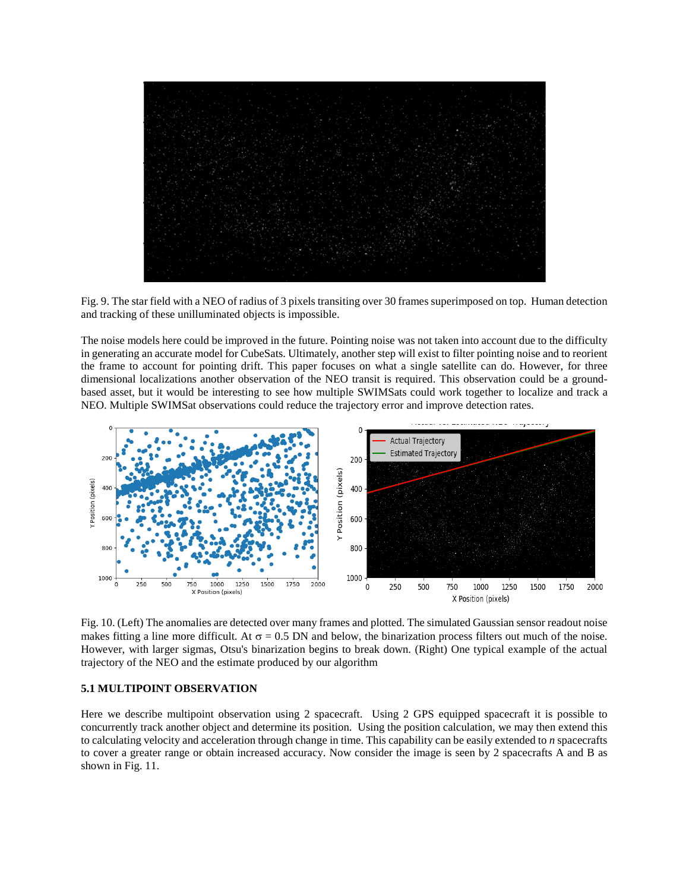Fig. 9. The star field with a NEO of radius of 3 pixels transiting over 30 frames superimposed on top. Human detection and tracking of these unilluminated objects is impossible.

The noise models here could be improved in the future. Pointing noise was not taken into account due to the difficulty in generating an accurate model for CubeSats. Ultimately, another step will exist to filter pointing noise and to reorient the frame to account for pointing drift. This paper focuses on what a single satellite can do. However, for three dimensional localizations another observation of the NEO transit is required. This observation could be a ground-based asset, but it would be interesting to see how multiple SWIMSats could work together to localize and track a NEO. Multiple SWIMSat observations could reduce the trajectory error and improve detection rates.

Fig. 10. (Left) The anomalies are detected over many frames and plotted. The simulated Gaussian sensor readout noise makes fitting a line more difficult. At $\sigma$ = 0.5 DN and below, the binarization process filters out much of the noise. However, with larger sigmas, Otsu's binarization begins to break down. (Right) One typical example of the actual trajectory of the NEO and the estimate produced by our algorithm

### 5.1 MULTIPOINT OBSERVATION

Here we describe multipoint observation using 2 spacecraft. Using 2 GPS equipped spacecraft it is possible to concurrently track another object and determine its position. Using the position calculation, we may then extend this to calculating velocity and acceleration through change in time. This capability can be easily extended to *n* spacecrafts to cover a greater range or obtain increased accuracy. Now consider the image is seen by 2 spacecrafts A and B as shown in Fig. 11.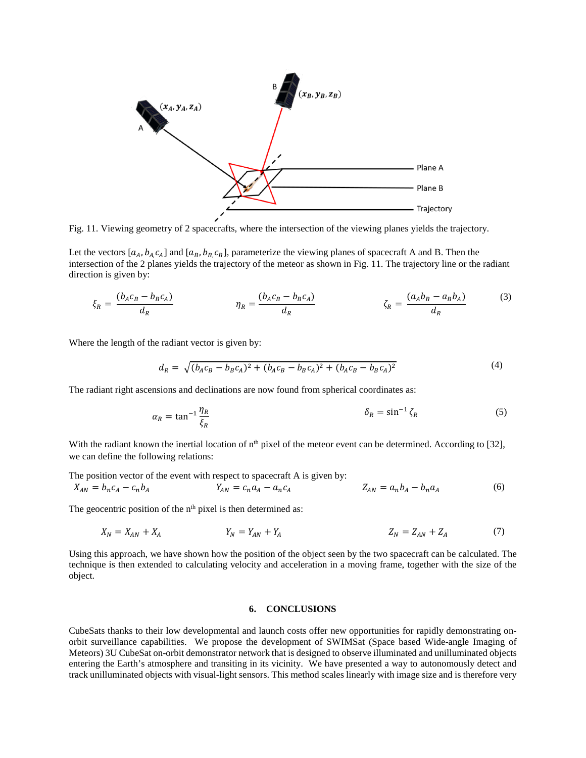Fig. 11. Viewing geometry of 2 spacecrafts, where the intersection of the viewing planes yields the trajectory.

Let the vectors $[a_A, b_{A,} c_A]$ and $[a_B, b_{B,} c_B]$, parameterize the viewing planes of spacecraft A and B. Then the intersection of the 2 planes yields the trajectory of the meteor as shown in Fig. 11. The trajectory line or the radiant direction is given by:

$$\xi_R = \frac{(b_A c_B - b_B c_A)}{d_R} \qquad \eta_R = \frac{(b_A c_B - b_B c_A)}{d_R} \qquad \zeta_R = \frac{(a_A b_B - a_B b_A)}{d_R} \tag{3}$$

Where the length of the radiant vector is given by:

$$d_R = \sqrt{(b_A c_B - b_B c_A)^2 + (b_A c_B - b_B c_A)^2 + (b_A c_B - b_B c_A)^2} \tag{4}$$

The radiant right ascensions and declinations are now found from spherical coordinates as:

$$\alpha_R = \tan^{-1}\frac{\eta_R}{\xi_R} \qquad \delta_R = \sin^{-1}\zeta_R \tag{5}$$

With the radiant known the inertial location of n[th] pixel of the meteor event can be determined. According to [32], we can define the following relations:

The position vector of the event with respect to spacecraft A is given by:

$$X_{AN} = b_n c_A - c_n b_A \qquad Y_{AN} = c_n a_A - a_n c_A \qquad Z_{AN} = a_n b_A - b_n a_A \tag{6}$$

The geocentric position of the n[th] pixel is then determined as:

$$X_N = X_{AN} + X_A \qquad Y_N = Y_{AN} + Y_A \qquad Z_N = Z_{AN} + Z_A \tag{7}$$

Using this approach, we have shown how the position of the object seen by the two spacecraft can be calculated. The technique is then extended to calculating velocity and acceleration in a moving frame, together with the size of the object.

## 6. CONCLUSIONS

CubeSats thanks to their low developmental and launch costs offer new opportunities for rapidly demonstrating on-orbit surveillance capabilities. We propose the development of SWIMSat (Space based Wide-angle Imaging of Meteors) 3U CubeSat on-orbit demonstrator network that is designed to observe illuminated and unilluminated objects entering the Earth's atmosphere and transiting in its vicinity. We have presented a way to autonomously detect and track unilluminated objects with visual-light sensors. This method scales linearly with image size and is therefore very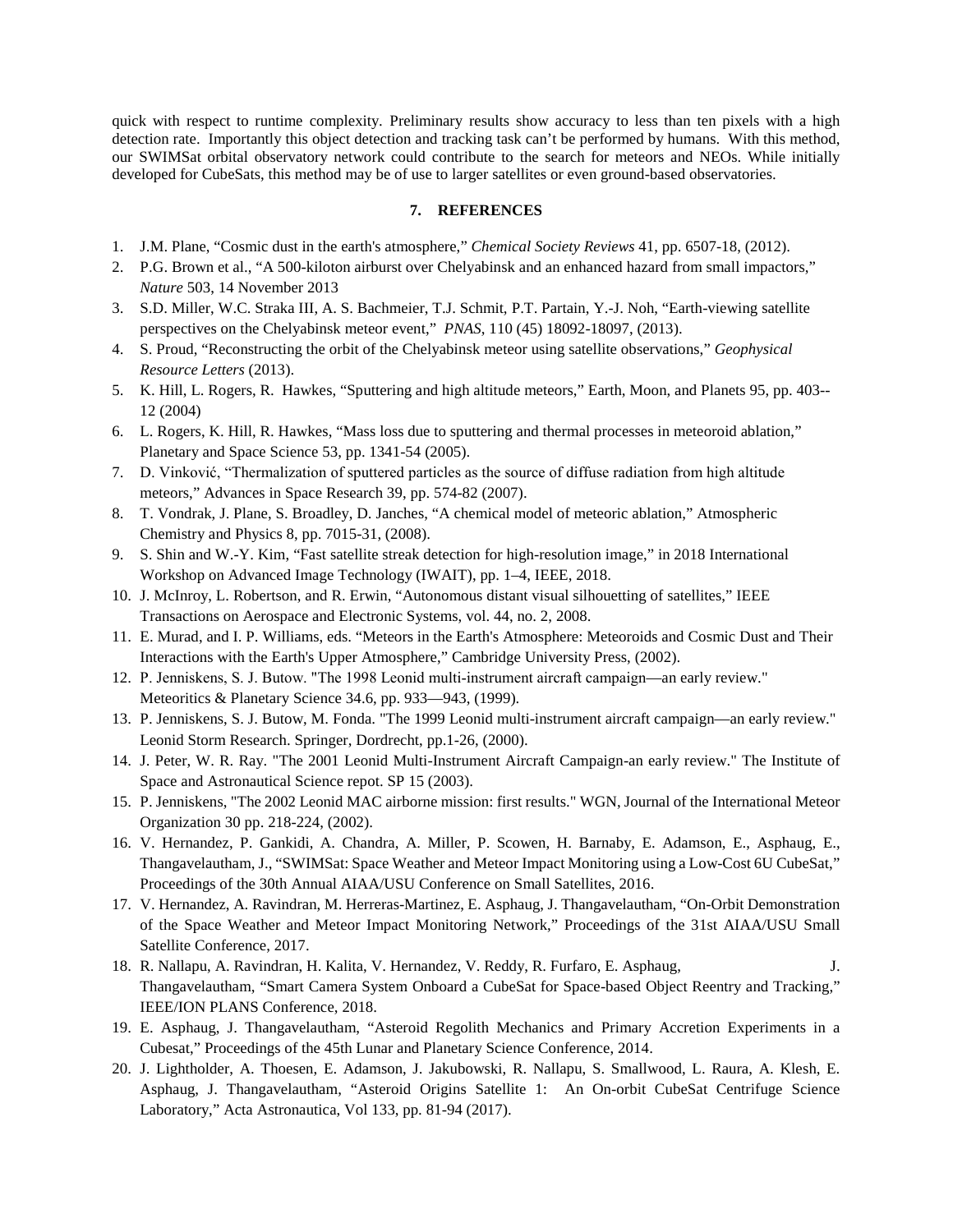quick with respect to runtime complexity. Preliminary results show accuracy to less than ten pixels with a high detection rate. Importantly this object detection and tracking task can't be performed by humans. With this method, our SWIMSat orbital observatory network could contribute to the search for meteors and NEOs. While initially developed for CubeSats, this method may be of use to larger satellites or even ground-based observatories.

## 7. REFERENCES

1. J.M. Plane, "Cosmic dust in the earth's atmosphere," *Chemical Society Reviews* 41, pp. 6507-18, (2012).
2. P.G. Brown et al., "A 500-kiloton airburst over Chelyabinsk and an enhanced hazard from small impactors," *Nature* 503, 14 November 2013
3. S.D. Miller, W.C. Straka III, A. S. Bachmeier, T.J. Schmit, P.T. Partain, Y.-J. Noh, "Earth-viewing satellite perspectives on the Chelyabinsk meteor event," *PNAS*, 110 (45) 18092-18097, (2013).
4. S. Proud, "Reconstructing the orbit of the Chelyabinsk meteor using satellite observations," *Geophysical Resource Letters* (2013).
5. K. Hill, L. Rogers, R. Hawkes, "Sputtering and high altitude meteors," Earth, Moon, and Planets 95, pp. 403--12 (2004)
6. L. Rogers, K. Hill, R. Hawkes, "Mass loss due to sputtering and thermal processes in meteoroid ablation," Planetary and Space Science 53, pp. 1341-54 (2005).
7. D. Vinković, "Thermalization of sputtered particles as the source of diffuse radiation from high altitude meteors," Advances in Space Research 39, pp. 574-82 (2007).
8. T. Vondrak, J. Plane, S. Broadley, D. Janches, "A chemical model of meteoric ablation," Atmospheric Chemistry and Physics 8, pp. 7015-31, (2008).
9. S. Shin and W.-Y. Kim, "Fast satellite streak detection for high-resolution image," in 2018 International Workshop on Advanced Image Technology (IWAIT), pp. 1–4, IEEE, 2018.
10. J. McInroy, L. Robertson, and R. Erwin, "Autonomous distant visual silhouetting of satellites," IEEE Transactions on Aerospace and Electronic Systems, vol. 44, no. 2, 2008.
11. E. Murad, and I. P. Williams, eds. "Meteors in the Earth's Atmosphere: Meteoroids and Cosmic Dust and Their Interactions with the Earth's Upper Atmosphere," Cambridge University Press, (2002).
12. P. Jenniskens, S. J. Butow. "The 1998 Leonid multi-instrument aircraft campaign—an early review." Meteoritics & Planetary Science 34.6, pp. 933—943, (1999).
13. P. Jenniskens, S. J. Butow, M. Fonda. "The 1999 Leonid multi-instrument aircraft campaign—an early review." Leonid Storm Research. Springer, Dordrecht, pp.1-26, (2000).
14. J. Peter, W. R. Ray. "The 2001 Leonid Multi-Instrument Aircraft Campaign-an early review." The Institute of Space and Astronautical Science repot. SP 15 (2003).
15. P. Jenniskens, "The 2002 Leonid MAC airborne mission: first results." WGN, Journal of the International Meteor Organization 30 pp. 218-224, (2002).
16. V. Hernandez, P. Gankidi, A. Chandra, A. Miller, P. Scowen, H. Barnaby, E. Adamson, E., Asphaug, E., Thangavelautham, J., "SWIMSat: Space Weather and Meteor Impact Monitoring using a Low-Cost 6U CubeSat," Proceedings of the 30th Annual AIAA/USU Conference on Small Satellites, 2016.
17. V. Hernandez, A. Ravindran, M. Herreras-Martinez, E. Asphaug, J. Thangavelautham, "On-Orbit Demonstration of the Space Weather and Meteor Impact Monitoring Network," Proceedings of the 31st AIAA/USU Small Satellite Conference, 2017.
18. R. Nallapu, A. Ravindran, H. Kalita, V. Hernandez, V. Reddy, R. Furfaro, E. Asphaug, J. Thangavelautham, "Smart Camera System Onboard a CubeSat for Space-based Object Reentry and Tracking," IEEE/ION PLANS Conference, 2018.
19. E. Asphaug, J. Thangavelautham, "Asteroid Regolith Mechanics and Primary Accretion Experiments in a Cubesat," Proceedings of the 45th Lunar and Planetary Science Conference, 2014.
20. J. Lightholder, A. Thoesen, E. Adamson, J. Jakubowski, R. Nallapu, S. Smallwood, L. Raura, A. Klesh, E. Asphaug, J. Thangavelautham, "Asteroid Origins Satellite 1: An On-orbit CubeSat Centrifuge Science Laboratory," Acta Astronautica, Vol 133, pp. 81-94 (2017).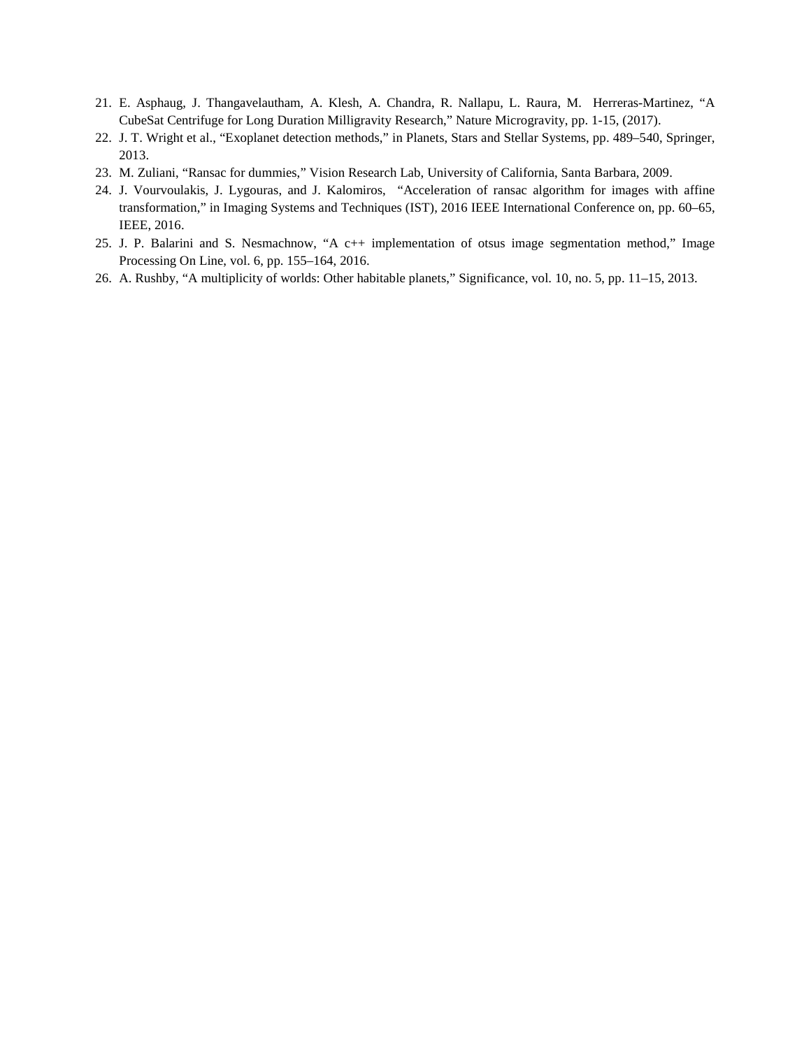21. E. Asphaug, J. Thangavelautham, A. Klesh, A. Chandra, R. Nallapu, L. Raura, M. Herreras-Martinez, “A CubeSat Centrifuge for Long Duration Milligravity Research,” Nature Microgravity, pp. 1-15, (2017).
22. J. T. Wright et al., “Exoplanet detection methods,” in Planets, Stars and Stellar Systems, pp. 489–540, Springer, 2013.
23. M. Zuliani, “Ransac for dummies,” Vision Research Lab, University of California, Santa Barbara, 2009.
24. J. Vourvoulakis, J. Lygouras, and J. Kalomiros, “Acceleration of ransac algorithm for images with affine transformation,” in Imaging Systems and Techniques (IST), 2016 IEEE International Conference on, pp. 60–65, IEEE, 2016.
25. J. P. Balarini and S. Nesmachnow, “A c++ implementation of otsus image segmentation method,” Image Processing On Line, vol. 6, pp. 155–164, 2016.
26. A. Rushby, “A multiplicity of worlds: Other habitable planets,” Significance, vol. 10, no. 5, pp. 11–15, 2013.